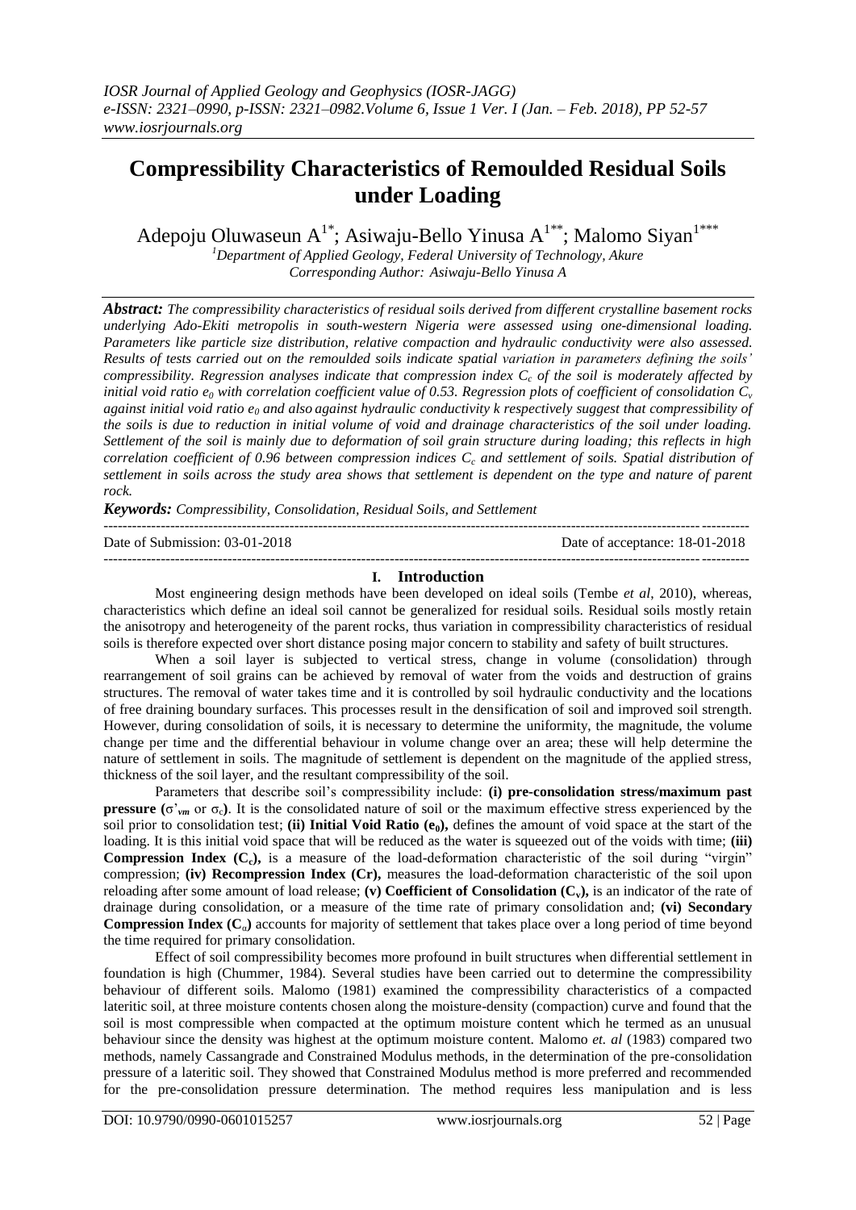# Compressibility Characteristics of Remoulded Residual Soils under Loading

Adepoju Oluwaseun A[1*]; Asiwaju-Bello Yinusa A[1**]; Malomo Siyan[1***]

[1]Department of Applied Geology, Federal University of Technology, Akure
Corresponding Author: Asiwaju-Bello Yinusa A

***Abstract:*** *The compressibility characteristics of residual soils derived from different crystalline basement rocks underlying Ado-Ekiti metropolis in south-western Nigeria were assessed using one-dimensional loading. Parameters like particle size distribution, relative compaction and hydraulic conductivity were also assessed. Results of tests carried out on the remoulded soils indicate spatial variation in parameters defining the soils' compressibility. Regression analyses indicate that compression index $C_c$ of the soil is moderately affected by initial void ratio $e_0$ with correlation coefficient value of 0.53. Regression plots of coefficient of consolidation $C_v$ against initial void ratio $e_0$ and also against hydraulic conductivity k respectively suggest that compressibility of the soils is due to reduction in initial volume of void and drainage characteristics of the soil under loading. Settlement of the soil is mainly due to deformation of soil grain structure during loading; this reflects in high correlation coefficient of 0.96 between compression indices $C_c$ and settlement of soils. Spatial distribution of settlement in soils across the study area shows that settlement is dependent on the type and nature of parent rock.*

***Keywords:*** *Compressibility, Consolidation, Residual Soils, and Settlement*

Date of Submission: 03-01-2018 | Date of acceptance: 18-01-2018

## I. Introduction

Most engineering design methods have been developed on ideal soils (Tembe *et al*, 2010), whereas, characteristics which define an ideal soil cannot be generalized for residual soils. Residual soils mostly retain the anisotropy and heterogeneity of the parent rocks, thus variation in compressibility characteristics of residual soils is therefore expected over short distance posing major concern to stability and safety of built structures.

When a soil layer is subjected to vertical stress, change in volume (consolidation) through rearrangement of soil grains can be achieved by removal of water from the voids and destruction of grains structures. The removal of water takes time and it is controlled by soil hydraulic conductivity and the locations of free draining boundary surfaces. This processes result in the densification of soil and improved soil strength. However, during consolidation of soils, it is necessary to determine the uniformity, the magnitude, the volume change per time and the differential behaviour in volume change over an area; these will help determine the nature of settlement in soils. The magnitude of settlement is dependent on the magnitude of the applied stress, thickness of the soil layer, and the resultant compressibility of the soil.

Parameters that describe soil's compressibility include: **(i) pre-consolidation stress/maximum past pressure ($\sigma'_{vm}$ or $\sigma_c$)**. It is the consolidated nature of soil or the maximum effective stress experienced by the soil prior to consolidation test; **(ii) Initial Void Ratio ($e_0$),** defines the amount of void space at the start of the loading. It is this initial void space that will be reduced as the water is squeezed out of the voids with time; **(iii) Compression Index ($C_c$),** is a measure of the load-deformation characteristic of the soil during "virgin" compression; **(iv) Recompression Index (Cr),** measures the load-deformation characteristic of the soil upon reloading after some amount of load release; **(v) Coefficient of Consolidation ($C_v$),** is an indicator of the rate of drainage during consolidation, or a measure of the time rate of primary consolidation and; **(vi) Secondary Compression Index ($C_\alpha$)** accounts for majority of settlement that takes place over a long period of time beyond the time required for primary consolidation.

Effect of soil compressibility becomes more profound in built structures when differential settlement in foundation is high (Chummer, 1984). Several studies have been carried out to determine the compressibility behaviour of different soils. Malomo (1981) examined the compressibility characteristics of a compacted lateritic soil, at three moisture contents chosen along the moisture-density (compaction) curve and found that the soil is most compressible when compacted at the optimum moisture content which he termed as an unusual behaviour since the density was highest at the optimum moisture content. Malomo *et. al* (1983) compared two methods, namely Cassangrade and Constrained Modulus methods, in the determination of the pre-consolidation pressure of a lateritic soil. They showed that Constrained Modulus method is more preferred and recommended for the pre-consolidation pressure determination. The method requires less manipulation and is less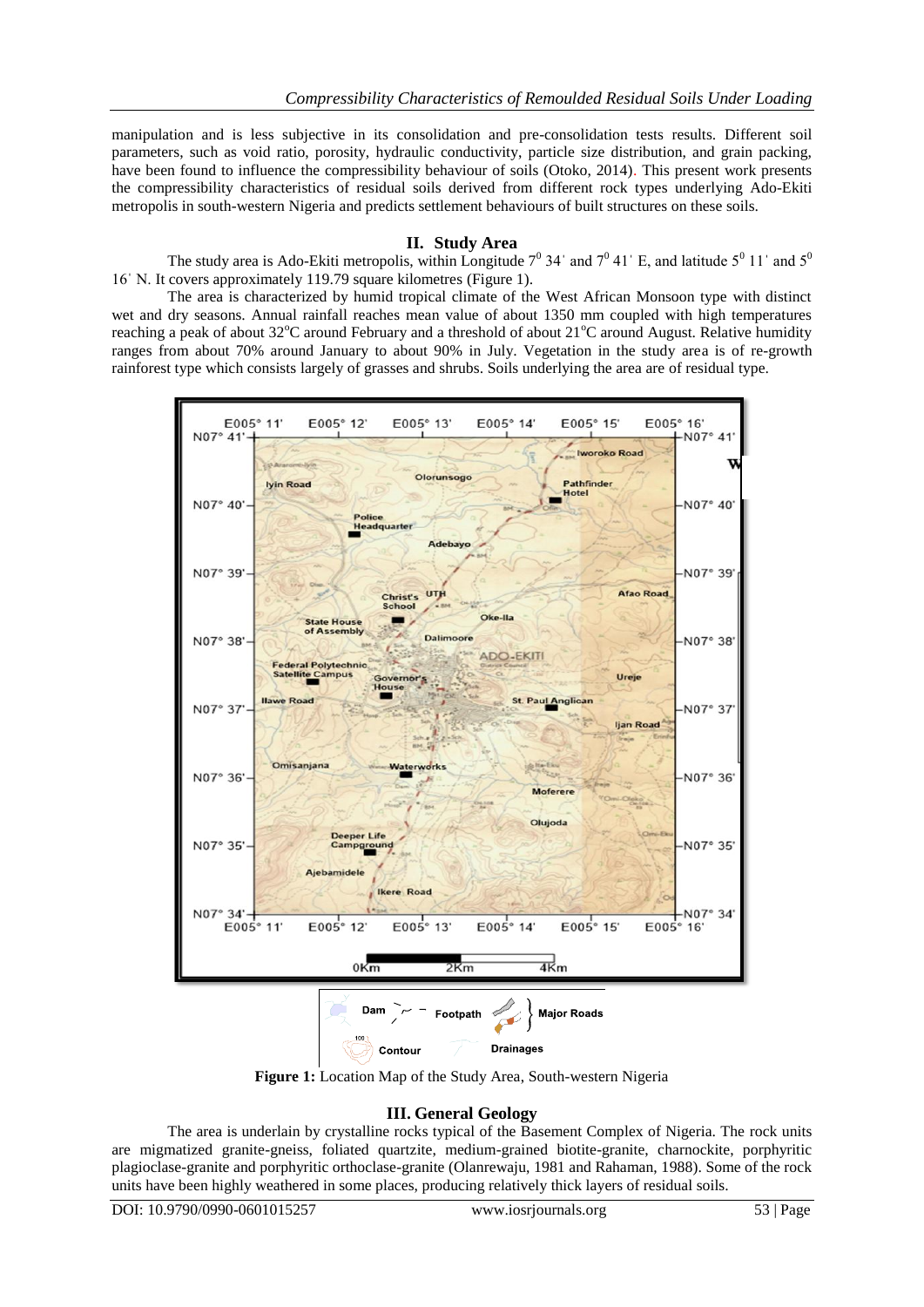manipulation and is less subjective in its consolidation and pre-consolidation tests results. Different soil parameters, such as void ratio, porosity, hydraulic conductivity, particle size distribution, and grain packing, have been found to influence the compressibility behaviour of soils (Otoko, 2014). This present work presents the compressibility characteristics of residual soils derived from different rock types underlying Ado-Ekiti metropolis in south-western Nigeria and predicts settlement behaviours of built structures on these soils.

## II. Study Area

The study area is Ado-Ekiti metropolis, within Longitude $7^0$ 34' and $7^0$ 41' E, and latitude $5^0$ 11' and $5^0$ 16' N. It covers approximately 119.79 square kilometres (Figure 1).

The area is characterized by humid tropical climate of the West African Monsoon type with distinct wet and dry seasons. Annual rainfall reaches mean value of about 1350 mm coupled with high temperatures reaching a peak of about 32°C around February and a threshold of about 21°C around August. Relative humidity ranges from about 70% around January to about 90% in July. Vegetation in the study area is of re-growth rainforest type which consists largely of grasses and shrubs. Soils underlying the area are of residual type.

**Figure 1:** Location Map of the Study Area, South-western Nigeria

## III. General Geology

The area is underlain by crystalline rocks typical of the Basement Complex of Nigeria. The rock units are migmatized granite-gneiss, foliated quartzite, medium-grained biotite-granite, charnockite, porphyritic plagioclase-granite and porphyritic orthoclase-granite (Olanrewaju, 1981 and Rahaman, 1988). Some of the rock units have been highly weathered in some places, producing relatively thick layers of residual soils.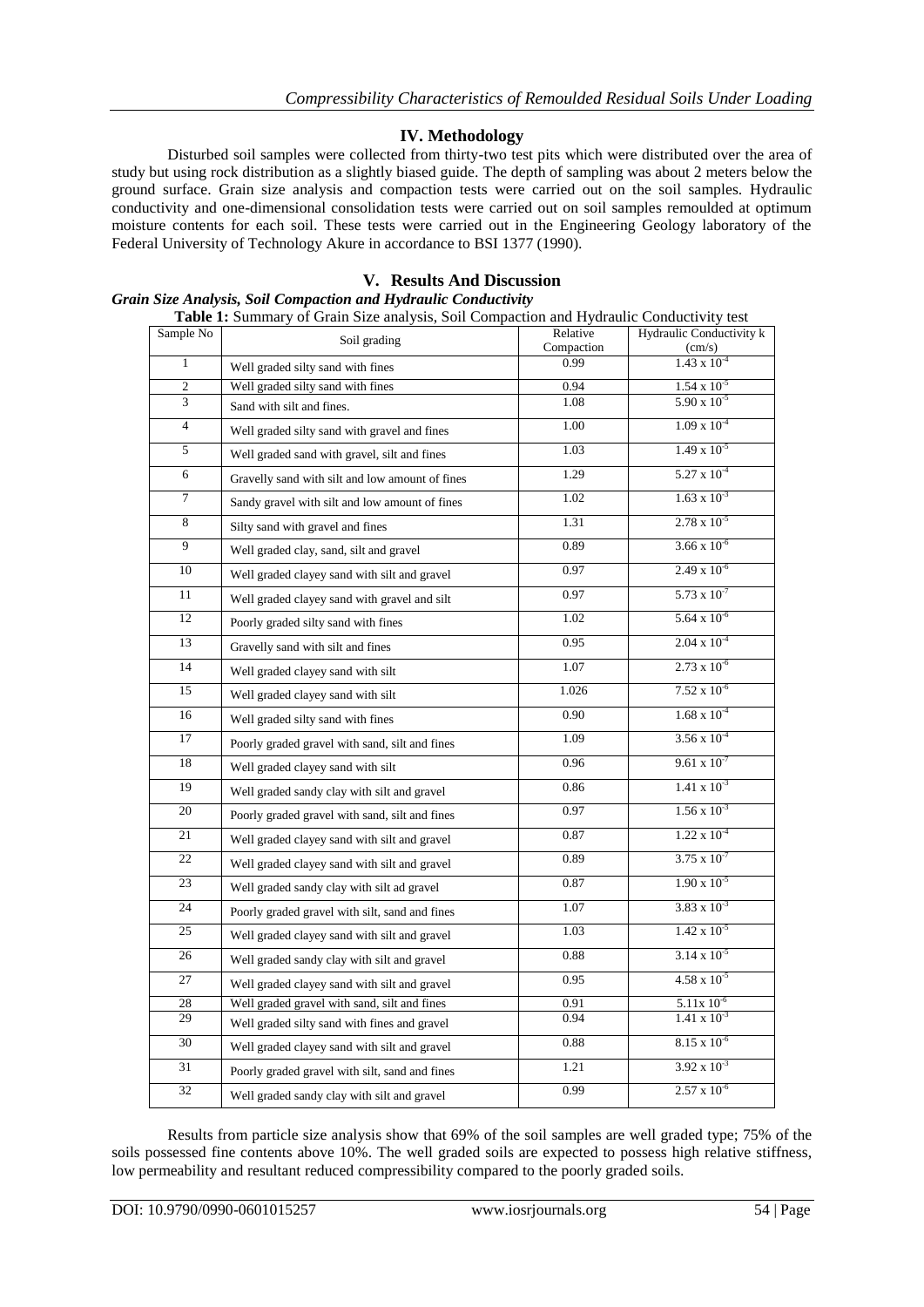## IV. Methodology

Disturbed soil samples were collected from thirty-two test pits which were distributed over the area of study but using rock distribution as a slightly biased guide. The depth of sampling was about 2 meters below the ground surface. Grain size analysis and compaction tests were carried out on the soil samples. Hydraulic conductivity and one-dimensional consolidation tests were carried out on soil samples remoulded at optimum moisture contents for each soil. These tests were carried out in the Engineering Geology laboratory of the Federal University of Technology Akure in accordance to BSI 1377 (1990).

## V. Results And Discussion

### *Grain Size Analysis, Soil Compaction and Hydraulic Conductivity*

**Table 1:** Summary of Grain Size analysis, Soil Compaction and Hydraulic Conductivity test

| Sample No | Soil grading | Relative Compaction | Hydraulic Conductivity k (cm/s) |
|---|---|---|---|
| 1 | Well graded silty sand with fines | 0.99 | $1.43 \times 10^{-4}$ |
| 2 | Well graded silty sand with fines | 0.94 | $1.54 \times 10^{-5}$ |
| 3 | Sand with silt and fines. | 1.08 | $5.90 \times 10^{-5}$ |
| 4 | Well graded silty sand with gravel and fines | 1.00 | $1.09 \times 10^{-4}$ |
| 5 | Well graded sand with gravel, silt and fines | 1.03 | $1.49 \times 10^{-5}$ |
| 6 | Gravelly sand with silt and low amount of fines | 1.29 | $5.27 \times 10^{-4}$ |
| 7 | Sandy gravel with silt and low amount of fines | 1.02 | $1.63 \times 10^{-3}$ |
| 8 | Silty sand with gravel and fines | 1.31 | $2.78 \times 10^{-5}$ |
| 9 | Well graded clay, sand, silt and gravel | 0.89 | $3.66 \times 10^{-6}$ |
| 10 | Well graded clayey sand with silt and gravel | 0.97 | $2.49 \times 10^{-6}$ |
| 11 | Well graded clayey sand with gravel and silt | 0.97 | $5.73 \times 10^{-7}$ |
| 12 | Poorly graded silty sand with fines | 1.02 | $5.64 \times 10^{-6}$ |
| 13 | Gravelly sand with silt and fines | 0.95 | $2.04 \times 10^{-4}$ |
| 14 | Well graded clayey sand with silt | 1.07 | $2.73 \times 10^{-6}$ |
| 15 | Well graded clayey sand with silt | 1.026 | $7.52 \times 10^{-6}$ |
| 16 | Well graded silty sand with fines | 0.90 | $1.68 \times 10^{-4}$ |
| 17 | Poorly graded gravel with sand, silt and fines | 1.09 | $3.56 \times 10^{-4}$ |
| 18 | Well graded clayey sand with silt | 0.96 | $9.61 \times 10^{-7}$ |
| 19 | Well graded sandy clay with silt and gravel | 0.86 | $1.41 \times 10^{-3}$ |
| 20 | Poorly graded gravel with sand, silt and fines | 0.97 | $1.56 \times 10^{-3}$ |
| 21 | Well graded clayey sand with silt and gravel | 0.87 | $1.22 \times 10^{-4}$ |
| 22 | Well graded clayey sand with silt and gravel | 0.89 | $3.75 \times 10^{-7}$ |
| 23 | Well graded sandy clay with silt ad gravel | 0.87 | $1.90 \times 10^{-5}$ |
| 24 | Poorly graded gravel with silt, sand and fines | 1.07 | $3.83 \times 10^{-3}$ |
| 25 | Well graded clayey sand with silt and gravel | 1.03 | $1.42 \times 10^{-5}$ |
| 26 | Well graded sandy clay with silt and gravel | 0.88 | $3.14 \times 10^{-5}$ |
| 27 | Well graded clayey sand with silt and gravel | 0.95 | $4.58 \times 10^{-5}$ |
| 28 | Well graded gravel with sand, silt and fines | 0.91 | $5.11 \times 10^{-6}$ |
| 29 | Well graded silty sand with fines and gravel | 0.94 | $1.41 \times 10^{-3}$ |
| 30 | Well graded clayey sand with silt and gravel | 0.88 | $8.15 \times 10^{-6}$ |
| 31 | Poorly graded gravel with silt, sand and fines | 1.21 | $3.92 \times 10^{-3}$ |
| 32 | Well graded sandy clay with silt and gravel | 0.99 | $2.57 \times 10^{-6}$ |

Results from particle size analysis show that 69% of the soil samples are well graded type; 75% of the soils possessed fine contents above 10%. The well graded soils are expected to possess high relative stiffness, low permeability and resultant reduced compressibility compared to the poorly graded soils.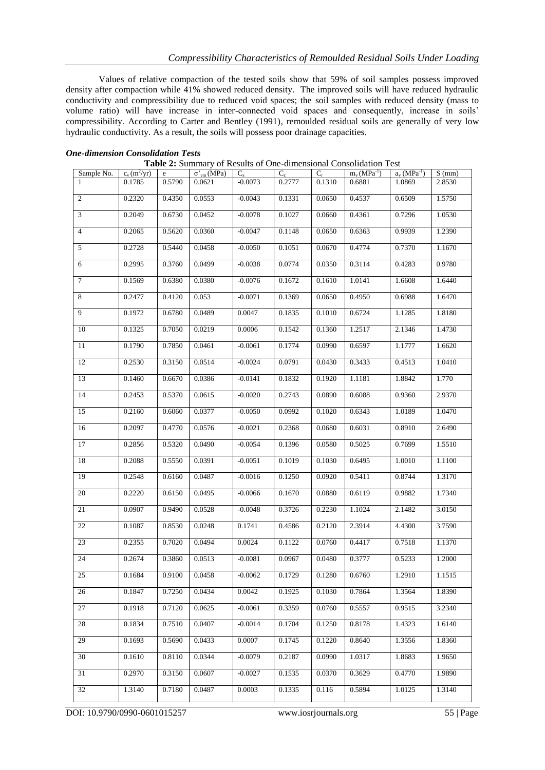Values of relative compaction of the tested soils show that 59% of soil samples possess improved density after compaction while 41% showed reduced density. The improved soils will have reduced hydraulic conductivity and compressibility due to reduced void spaces; the soil samples with reduced density (mass to volume ratio) will have increase in inter-connected void spaces and consequently, increase in soils' compressibility. According to Carter and Bentley (1991), remoulded residual soils are generally of very low hydraulic conductivity. As a result, the soils will possess poor drainage capacities.

***One-dimension Consolidation Tests***

**Table 2:** Summary of Results of One-dimensional Consolidation Test

| Sample No. | $c_v$ ($m^2$/yr) | e | $\sigma'_{vm}$ (MPa) | $C_s$ | $C_c$ | $C_r$ | $m_v$ ($MPa^{-1}$) | $a_v$ ($MPa^{-1}$) | S (mm) |
|---|---|---|---|---|---|---|---|---|---|
| 1 | 0.1785 | 0.5790 | 0.0621 | -0.0073 | 0.2777 | 0.1310 | 0.6881 | 1.0869 | 2.8530 |
| 2 | 0.2320 | 0.4350 | 0.0553 | -0.0043 | 0.1331 | 0.0650 | 0.4537 | 0.6509 | 1.5750 |
| 3 | 0.2049 | 0.6730 | 0.0452 | -0.0078 | 0.1027 | 0.0660 | 0.4361 | 0.7296 | 1.0530 |
| 4 | 0.2065 | 0.5620 | 0.0360 | -0.0047 | 0.1148 | 0.0650 | 0.6363 | 0.9939 | 1.2390 |
| 5 | 0.2728 | 0.5440 | 0.0458 | -0.0050 | 0.1051 | 0.0670 | 0.4774 | 0.7370 | 1.1670 |
| 6 | 0.2995 | 0.3760 | 0.0499 | -0.0038 | 0.0774 | 0.0350 | 0.3114 | 0.4283 | 0.9780 |
| 7 | 0.1569 | 0.6380 | 0.0380 | -0.0076 | 0.1672 | 0.1610 | 1.0141 | 1.6608 | 1.6440 |
| 8 | 0.2477 | 0.4120 | 0.053 | -0.0071 | 0.1369 | 0.0650 | 0.4950 | 0.6988 | 1.6470 |
| 9 | 0.1972 | 0.6780 | 0.0489 | 0.0047 | 0.1835 | 0.1010 | 0.6724 | 1.1285 | 1.8180 |
| 10 | 0.1325 | 0.7050 | 0.0219 | 0.0006 | 0.1542 | 0.1360 | 1.2517 | 2.1346 | 1.4730 |
| 11 | 0.1790 | 0.7850 | 0.0461 | -0.0061 | 0.1774 | 0.0990 | 0.6597 | 1.1777 | 1.6620 |
| 12 | 0.2530 | 0.3150 | 0.0514 | -0.0024 | 0.0791 | 0.0430 | 0.3433 | 0.4513 | 1.0410 |
| 13 | 0.1460 | 0.6670 | 0.0386 | -0.0141 | 0.1832 | 0.1920 | 1.1181 | 1.8842 | 1.770 |
| 14 | 0.2453 | 0.5370 | 0.0615 | -0.0020 | 0.2743 | 0.0890 | 0.6088 | 0.9360 | 2.9370 |
| 15 | 0.2160 | 0.6060 | 0.0377 | -0.0050 | 0.0992 | 0.1020 | 0.6343 | 1.0189 | 1.0470 |
| 16 | 0.2097 | 0.4770 | 0.0576 | -0.0021 | 0.2368 | 0.0680 | 0.6031 | 0.8910 | 2.6490 |
| 17 | 0.2856 | 0.5320 | 0.0490 | -0.0054 | 0.1396 | 0.0580 | 0.5025 | 0.7699 | 1.5510 |
| 18 | 0.2088 | 0.5550 | 0.0391 | -0.0051 | 0.1019 | 0.1030 | 0.6495 | 1.0010 | 1.1100 |
| 19 | 0.2548 | 0.6160 | 0.0487 | -0.0016 | 0.1250 | 0.0920 | 0.5411 | 0.8744 | 1.3170 |
| 20 | 0.2220 | 0.6150 | 0.0495 | -0.0066 | 0.1670 | 0.0880 | 0.6119 | 0.9882 | 1.7340 |
| 21 | 0.0907 | 0.9490 | 0.0528 | -0.0048 | 0.3726 | 0.2230 | 1.1024 | 2.1482 | 3.0150 |
| 22 | 0.1087 | 0.8530 | 0.0248 | 0.1741 | 0.4586 | 0.2120 | 2.3914 | 4.4300 | 3.7590 |
| 23 | 0.2355 | 0.7020 | 0.0494 | 0.0024 | 0.1122 | 0.0760 | 0.4417 | 0.7518 | 1.1370 |
| 24 | 0.2674 | 0.3860 | 0.0513 | -0.0081 | 0.0967 | 0.0480 | 0.3777 | 0.5233 | 1.2000 |
| 25 | 0.1684 | 0.9100 | 0.0458 | -0.0062 | 0.1729 | 0.1280 | 0.6760 | 1.2910 | 1.1515 |
| 26 | 0.1847 | 0.7250 | 0.0434 | 0.0042 | 0.1925 | 0.1030 | 0.7864 | 1.3564 | 1.8390 |
| 27 | 0.1918 | 0.7120 | 0.0625 | -0.0061 | 0.3359 | 0.0760 | 0.5557 | 0.9515 | 3.2340 |
| 28 | 0.1834 | 0.7510 | 0.0407 | -0.0014 | 0.1704 | 0.1250 | 0.8178 | 1.4323 | 1.6140 |
| 29 | 0.1693 | 0.5690 | 0.0433 | 0.0007 | 0.1745 | 0.1220 | 0.8640 | 1.3556 | 1.8360 |
| 30 | 0.1610 | 0.8110 | 0.0344 | -0.0079 | 0.2187 | 0.0990 | 1.0317 | 1.8683 | 1.9650 |
| 31 | 0.2970 | 0.3150 | 0.0607 | -0.0027 | 0.1535 | 0.0370 | 0.3629 | 0.4770 | 1.9890 |
| 32 | 1.3140 | 0.7180 | 0.0487 | 0.0003 | 0.1335 | 0.116 | 0.5894 | 1.0125 | 1.3140 |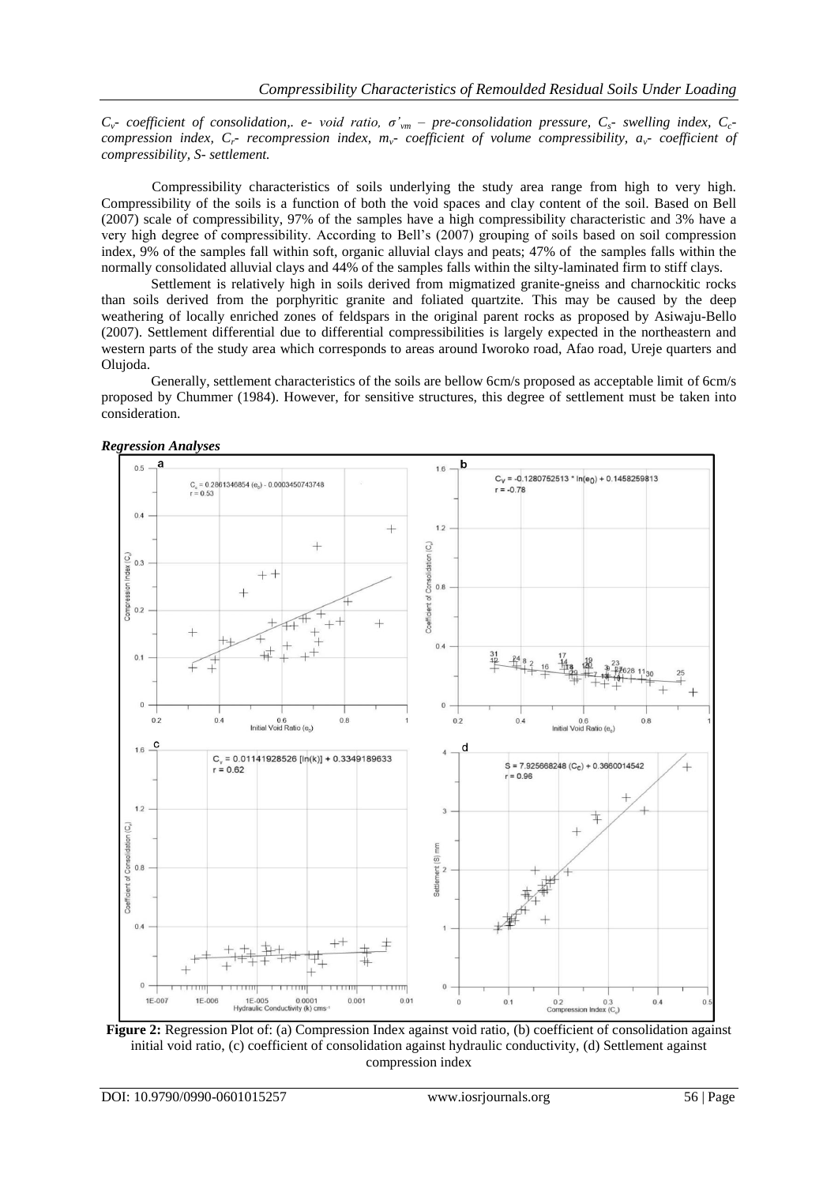$C_v$- coefficient of consolidation,. e- void ratio, $\sigma'_{vm}$ – pre-consolidation pressure, $C_s$- swelling index, $C_c$- compression index, $C_r$- recompression index, $m_v$- coefficient of volume compressibility, $a_v$- coefficient of compressibility, S- settlement.

Compressibility characteristics of soils underlying the study area range from high to very high. Compressibility of the soils is a function of both the void spaces and clay content of the soil. Based on Bell (2007) scale of compressibility, 97% of the samples have a high compressibility characteristic and 3% have a very high degree of compressibility. According to Bell's (2007) grouping of soils based on soil compression index, 9% of the samples fall within soft, organic alluvial clays and peats; 47% of the samples falls within the normally consolidated alluvial clays and 44% of the samples falls within the silty-laminated firm to stiff clays.

Settlement is relatively high in soils derived from migmatized granite-gneiss and charnockitic rocks than soils derived from the porphyritic granite and foliated quartzite. This may be caused by the deep weathering of locally enriched zones of feldspars in the original parent rocks as proposed by Asiwaju-Bello (2007). Settlement differential due to differential compressibilities is largely expected in the northeastern and western parts of the study area which corresponds to areas around Iworoko road, Afao road, Ureje quarters and Olujoda.

Generally, settlement characteristics of the soils are bellow 6cm/s proposed as acceptable limit of 6cm/s proposed by Chummer (1984). However, for sensitive structures, this degree of settlement must be taken into consideration.

***Regression Analyses***

**Figure 2:** Regression Plot of: (a) Compression Index against void ratio, (b) coefficient of consolidation against initial void ratio, (c) coefficient of consolidation against hydraulic conductivity, (d) Settlement against compression index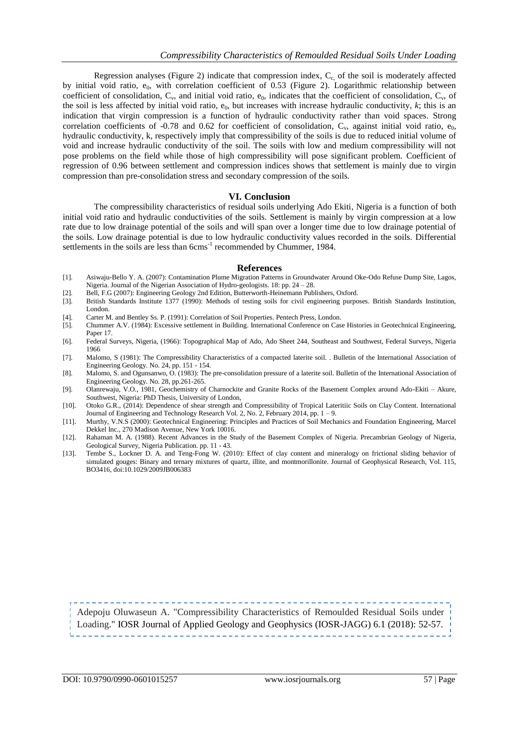Regression analyses (Figure 2) indicate that compression index, $C_c$ of the soil is moderately affected by initial void ratio, $e_0$, with correlation coefficient of 0.53 (Figure 2). Logarithmic relationship between coefficient of consolidation, $C_v$, and initial void ratio, $e_0$, indicates that the coefficient of consolidation, $C_v$, of the soil is less affected by initial void ratio, $e_0$, but increases with increase hydraulic conductivity, *k*; this is an indication that virgin compression is a function of hydraulic conductivity rather than void spaces. Strong correlation coefficients of -0.78 and 0.62 for coefficient of consolidation, $C_v$, against initial void ratio, $e_0$, hydraulic conductivity, k, respectively imply that compressibility of the soils is due to reduced initial volume of void and increase hydraulic conductivity of the soil. The soils with low and medium compressibility will not pose problems on the field while those of high compressibility will pose significant problem. Coefficient of regression of 0.96 between settlement and compression indices shows that settlement is mainly due to virgin compression than pre-consolidation stress and secondary compression of the soils.

## VI. Conclusion

The compressibility characteristics of residual soils underlying Ado Ekiti, Nigeria is a function of both initial void ratio and hydraulic conductivities of the soils. Settlement is mainly by virgin compression at a low rate due to low drainage potential of the soils and will span over a longer time due to low drainage potential of the soils. Low drainage potential is due to low hydraulic conductivity values recorded in the soils. Differential settlements in the soils are less than $6cms^{-1}$ recommended by Chummer, 1984.

## References

[1]. Asiwaju-Bello Y. A. (2007): Contamination Plume Migration Patterns in Groundwater Around Oke-Odo Refuse Dump Site, Lagos, Nigeria. Journal of the Nigerian Association of Hydro-geologists. 18: pp. 24 – 28.

[2]. Bell, F.G (2007): Engineering Geology 2nd Edition, Butterworth-Heinemann Publishers, Oxford.

[3]. British Standards Institute 1377 (1990): Methods of testing soils for civil engineering purposes. British Standards Institution, London.

[4]. Carter M. and Bentley Ss. P. (1991): Correlation of Soil Properties. Pentech Press, London.

[5]. Chummer A.V. (1984): Excessive settlement in Building. International Conference on Case Histories in Geotechnical Engineering, Paper 17.

[6]. Federal Surveys, Nigeria, (1966): Topographical Map of Ado, Ado Sheet 244, Southeast and Southwest, Federal Surveys, Nigeria 1966

[7]. Malomo, S (1981): The Compressibility Characteristics of a compacted laterite soil. . Bulletin of the International Association of Engineering Geology. No. 24, pp. 151 - 154.

[8]. Malomo, S. and Ogunsanwo, O. (1983): The pre-consolidation pressure of a laterite soil. Bulletin of the International Association of Engineering Geology. No. 28, pp.261-265.

[9]. Olanrewaju, V.O., 1981, Geochemistry of Charnockite and Granite Rocks of the Basement Complex around Ado-Ekiti – Akure, Southwest, Nigeria: PhD Thesis, University of London,

[10]. Otoko G.R., (2014): Dependence of shear strength and Compressibility of Tropical Lateritiic Soils on Clay Content. International Journal of Engineering and Technology Research Vol. 2, No. 2, February 2014, pp. 1 – 9.

[11]. Murthy, V.N.S (2000): Geotechnical Engineering: Principles and Practices of Soil Mechanics and Foundation Engineering, Marcel Dekkel Inc., 270 Madison Avenue, New York 10016.

[12]. Rahaman M. A. (1988). Recent Advances in the Study of the Basement Complex of Nigeria. Precambrian Geology of Nigeria, Geological Survey, Nigeria Publication. pp. 11 - 43.

[13]. Tembe S., Lockner D. A. and Teng-Fong W. (2010): Effect of clay content and mineralogy on frictional sliding behavior of simulated gouges: Binary and ternary mixtures of quartz, illite, and montmorillonite. Journal of Geophysical Research, Vol. 115, BO3416, doi:10.1029/2009JB006383

Adepoju Oluwaseun A. "Compressibility Characteristics of Remoulded Residual Soils under Loading." IOSR Journal of Applied Geology and Geophysics (IOSR-JAGG) 6.1 (2018): 52-57.